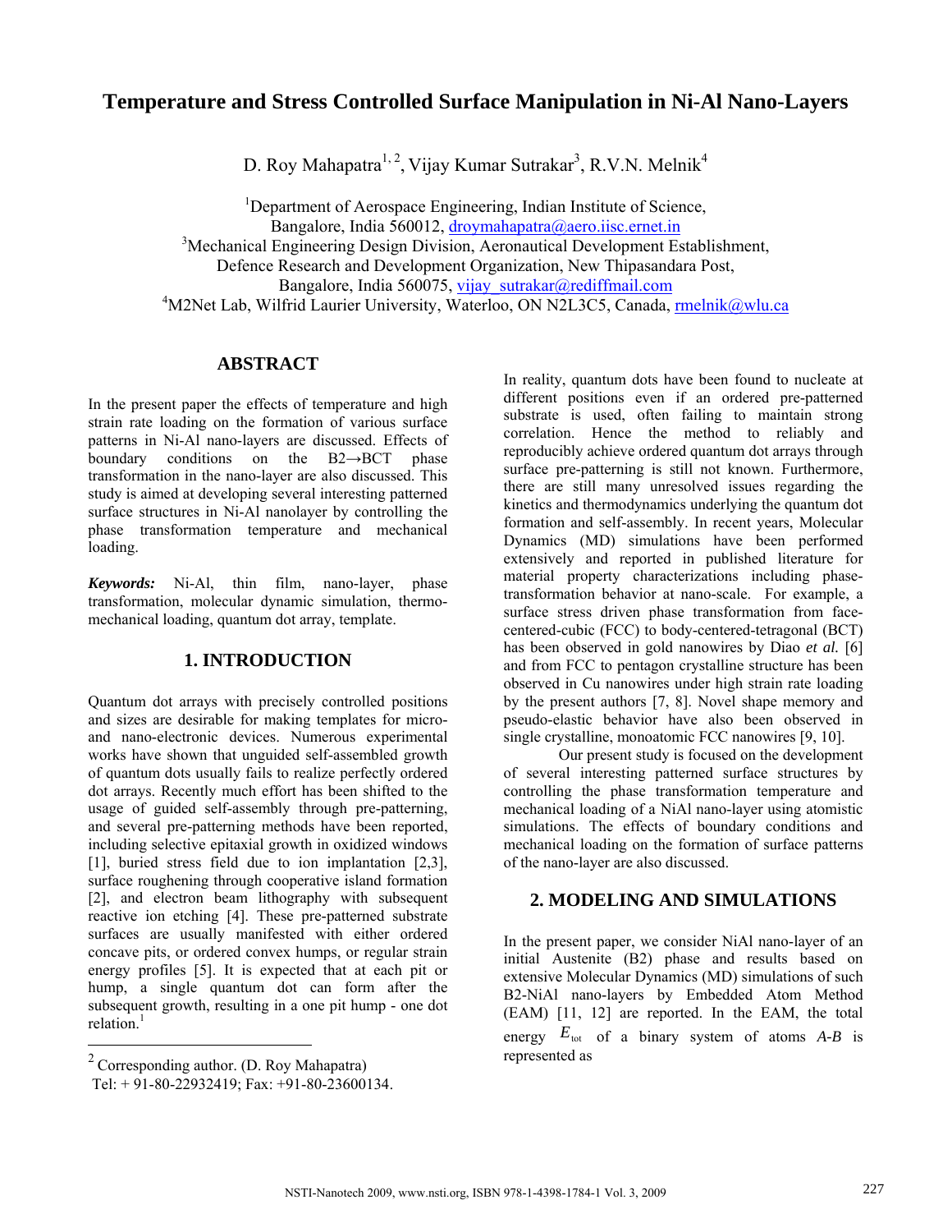# Temperature and Stress Controlled Surface Manipulation in Ni-Al Nano-Layers

D. Roy Mahapatra[1, 2], Vijay Kumar Sutrakar[3], R.V.N. Melnik[4]

[1]Department of Aerospace Engineering, Indian Institute of Science, Bangalore, India 560012, droymahapatra@aero.iisc.ernet.in

[3]Mechanical Engineering Design Division, Aeronautical Development Establishment, Defence Research and Development Organization, New Thipasandara Post, Bangalore, India 560075, vijay_sutrakar@rediffmail.com

[4]M2Net Lab, Wilfrid Laurier University, Waterloo, ON N2L3C5, Canada, rmelnik@wlu.ca

## ABSTRACT

In the present paper the effects of temperature and high strain rate loading on the formation of various surface patterns in Ni-Al nano-layers are discussed. Effects of boundary conditions on the B2→BCT phase transformation in the nano-layer are also discussed. This study is aimed at developing several interesting patterned surface structures in Ni-Al nanolayer by controlling the phase transformation temperature and mechanical loading.

***Keywords:*** Ni-Al, thin film, nano-layer, phase transformation, molecular dynamic simulation, thermo-mechanical loading, quantum dot array, template.

## 1. INTRODUCTION

Quantum dot arrays with precisely controlled positions and sizes are desirable for making templates for micro- and nano-electronic devices. Numerous experimental works have shown that unguided self-assembled growth of quantum dots usually fails to realize perfectly ordered dot arrays. Recently much effort has been shifted to the usage of guided self-assembly through pre-patterning, and several pre-patterning methods have been reported, including selective epitaxial growth in oxidized windows [1], buried stress field due to ion implantation [2,3], surface roughening through cooperative island formation [2], and electron beam lithography with subsequent reactive ion etching [4]. These pre-patterned substrate surfaces are usually manifested with either ordered concave pits, or ordered convex humps, or regular strain energy profiles [5]. It is expected that at each pit or hump, a single quantum dot can form after the subsequent growth, resulting in a one pit hump - one dot relation.[1]

In reality, quantum dots have been found to nucleate at different positions even if an ordered pre-patterned substrate is used, often failing to maintain strong correlation. Hence the method to reliably and reproducibly achieve ordered quantum dot arrays through surface pre-patterning is still not known. Furthermore, there are still many unresolved issues regarding the kinetics and thermodynamics underlying the quantum dot formation and self-assembly. In recent years, Molecular Dynamics (MD) simulations have been performed extensively and reported in published literature for material property characterizations including phase-transformation behavior at nano-scale. For example, a surface stress driven phase transformation from face-centered-cubic (FCC) to body-centered-tetragonal (BCT) has been observed in gold nanowires by Diao *et al.* [6] and from FCC to pentagon crystalline structure has been observed in Cu nanowires under high strain rate loading by the present authors [7, 8]. Novel shape memory and pseudo-elastic behavior have also been observed in single crystalline, monoatomic FCC nanowires [9, 10].

Our present study is focused on the development of several interesting patterned surface structures by controlling the phase transformation temperature and mechanical loading of a NiAl nano-layer using atomistic simulations. The effects of boundary conditions and mechanical loading on the formation of surface patterns of the nano-layer are also discussed.

## 2. MODELING AND SIMULATIONS

In the present paper, we consider NiAl nano-layer of an initial Austenite (B2) phase and results based on extensive Molecular Dynamics (MD) simulations of such B2-NiAl nano-layers by Embedded Atom Method (EAM) [11, 12] are reported. In the EAM, the total energy $E_{tot}$ of a binary system of atoms *A-B* is represented as

---

[2] Corresponding author. (D. Roy Mahapatra) Tel: + 91-80-22932419; Fax: +91-80-23600134.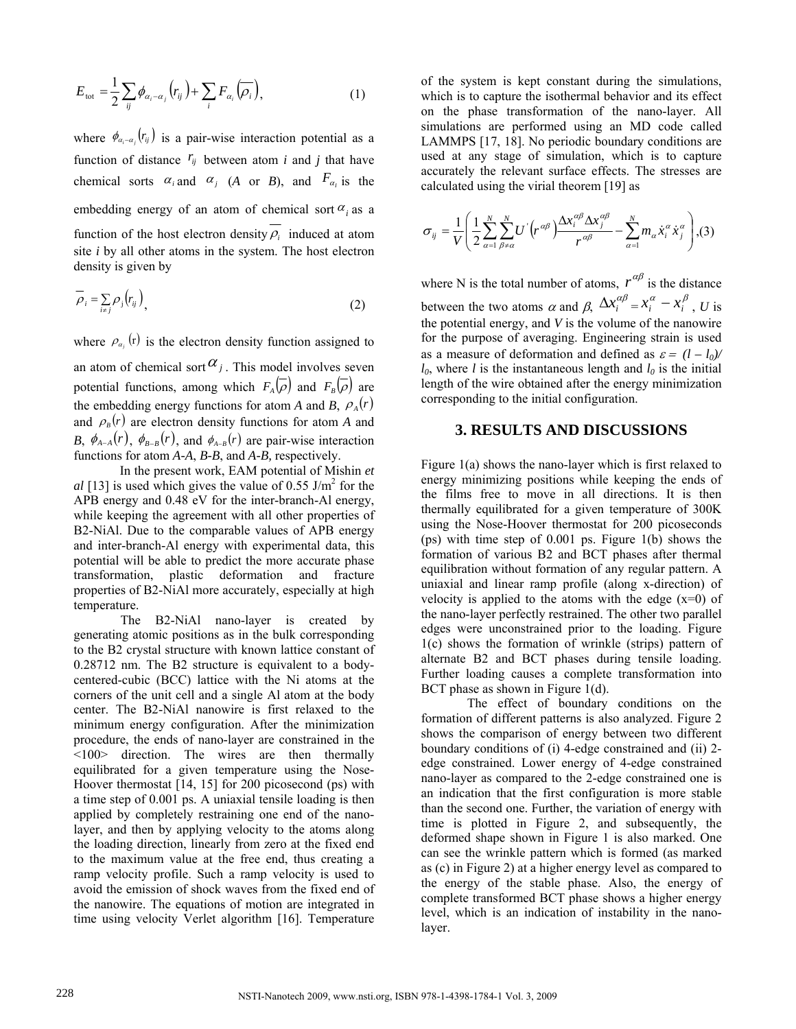$$E_{\text{tot}} = \frac{1}{2}\sum_{ij}\phi_{\alpha_i-\alpha_j}\left(r_{ij}\right) + \sum_{i} F_{\alpha_i}\left(\overline{\rho_i}\right), \tag{1}$$

where $\phi_{\alpha_i-\alpha_j}\left(r_{ij}\right)$ is a pair-wise interaction potential as a function of distance $r_{ij}$ between atom *i* and *j* that have chemical sorts $\alpha_i$ and $\alpha_j$ (*A* or *B*), and $F_{\alpha_i}$ is the embedding energy of an atom of chemical sort $\alpha_i$ as a function of the host electron density $\overline{\rho_i}$ induced at atom site *i* by all other atoms in the system. The host electron density is given by

$$\overline{\rho_i} = \sum_{i \neq j} \rho_j\left(r_{ij}\right), \tag{2}$$

where $\rho_{\alpha_j}(\text{r})$ is the electron density function assigned to an atom of chemical sort $\alpha_j$. This model involves seven potential functions, among which $F_A(\overline{\rho})$ and $F_B(\overline{\rho})$ are the embedding energy functions for atom *A* and *B*, $\rho_A(r)$ and $\rho_B(r)$ are electron density functions for atom *A* and *B*, $\phi_{A-A}(r)$, $\phi_{B-B}(r)$, and $\phi_{A-B}(r)$ are pair-wise interaction functions for atom *A-A*, *B-B*, and *A-B*, respectively.

In the present work, EAM potential of Mishin *et al* [13] is used which gives the value of 0.55 J/m$^2$ for the APB energy and 0.48 eV for the inter-branch-Al energy, while keeping the agreement with all other properties of B2-NiAl. Due to the comparable values of APB energy and inter-branch-Al energy with experimental data, this potential will be able to predict the more accurate phase transformation, plastic deformation and fracture properties of B2-NiAl more accurately, especially at high temperature.

The B2-NiAl nano-layer is created by generating atomic positions as in the bulk corresponding to the B2 crystal structure with known lattice constant of 0.28712 nm. The B2 structure is equivalent to a body-centered-cubic (BCC) lattice with the Ni atoms at the corners of the unit cell and a single Al atom at the body center. The B2-NiAl nanowire is first relaxed to the minimum energy configuration. After the minimization procedure, the ends of nano-layer are constrained in the <100> direction. The wires are then thermally equilibrated for a given temperature using the Nose-Hoover thermostat [14, 15] for 200 picosecond (ps) with a time step of 0.001 ps. A uniaxial tensile loading is then applied by completely restraining one end of the nano-layer, and then by applying velocity to the atoms along the loading direction, linearly from zero at the fixed end to the maximum value at the free end, thus creating a ramp velocity profile. Such a ramp velocity is used to avoid the emission of shock waves from the fixed end of the nanowire. The equations of motion are integrated in time using velocity Verlet algorithm [16]. Temperature of the system is kept constant during the simulations, which is to capture the isothermal behavior and its effect on the phase transformation of the nano-layer. All simulations are performed using an MD code called LAMMPS [17, 18]. No periodic boundary conditions are used at any stage of simulation, which is to capture accurately the relevant surface effects. The stresses are calculated using the virial theorem [19] as

$$\sigma_{ij} = \frac{1}{V}\left(\frac{1}{2}\sum_{\alpha=1}^{N}\sum_{\beta\neq\alpha}^{N} U'\left(r^{\alpha\beta}\right)\frac{\Delta x_i^{\alpha\beta}\Delta x_j^{\alpha\beta}}{r^{\alpha\beta}} - \sum_{\alpha=1}^{N} m_\alpha \dot{x}_i^\alpha \dot{x}_j^\alpha\right), \tag{3}$$

where N is the total number of atoms, $r^{\alpha\beta}$ is the distance between the two atoms $\alpha$ and $\beta$, $\Delta x_i^{\alpha\beta} = x_i^\alpha - x_i^\beta$, *U* is the potential energy, and *V* is the volume of the nanowire for the purpose of averaging. Engineering strain is used as a measure of deformation and defined as $\varepsilon = (l - l_0)/l_0$, where *l* is the instantaneous length and $l_0$ is the initial length of the wire obtained after the energy minimization corresponding to the initial configuration.

## 3. RESULTS AND DISCUSSIONS

Figure 1(a) shows the nano-layer which is first relaxed to energy minimizing positions while keeping the ends of the films free to move in all directions. It is then thermally equilibrated for a given temperature of 300K using the Nose-Hoover thermostat for 200 picoseconds (ps) with time step of 0.001 ps. Figure 1(b) shows the formation of various B2 and BCT phases after thermal equilibration without formation of any regular pattern. A uniaxial and linear ramp profile (along x-direction) of velocity is applied to the atoms with the edge (x=0) of the nano-layer perfectly restrained. The other two parallel edges were unconstrained prior to the loading. Figure 1(c) shows the formation of wrinkle (strips) pattern of alternate B2 and BCT phases during tensile loading. Further loading causes a complete transformation into BCT phase as shown in Figure 1(d).

The effect of boundary conditions on the formation of different patterns is also analyzed. Figure 2 shows the comparison of energy between two different boundary conditions of (i) 4-edge constrained and (ii) 2-edge constrained. Lower energy of 4-edge constrained nano-layer as compared to the 2-edge constrained one is an indication that the first configuration is more stable than the second one. Further, the variation of energy with time is plotted in Figure 2, and subsequently, the deformed shape shown in Figure 1 is also marked. One can see the wrinkle pattern which is formed (as marked as (c) in Figure 2) at a higher energy level as compared to the energy of the stable phase. Also, the energy of complete transformed BCT phase shows a higher energy level, which is an indication of instability in the nano-layer.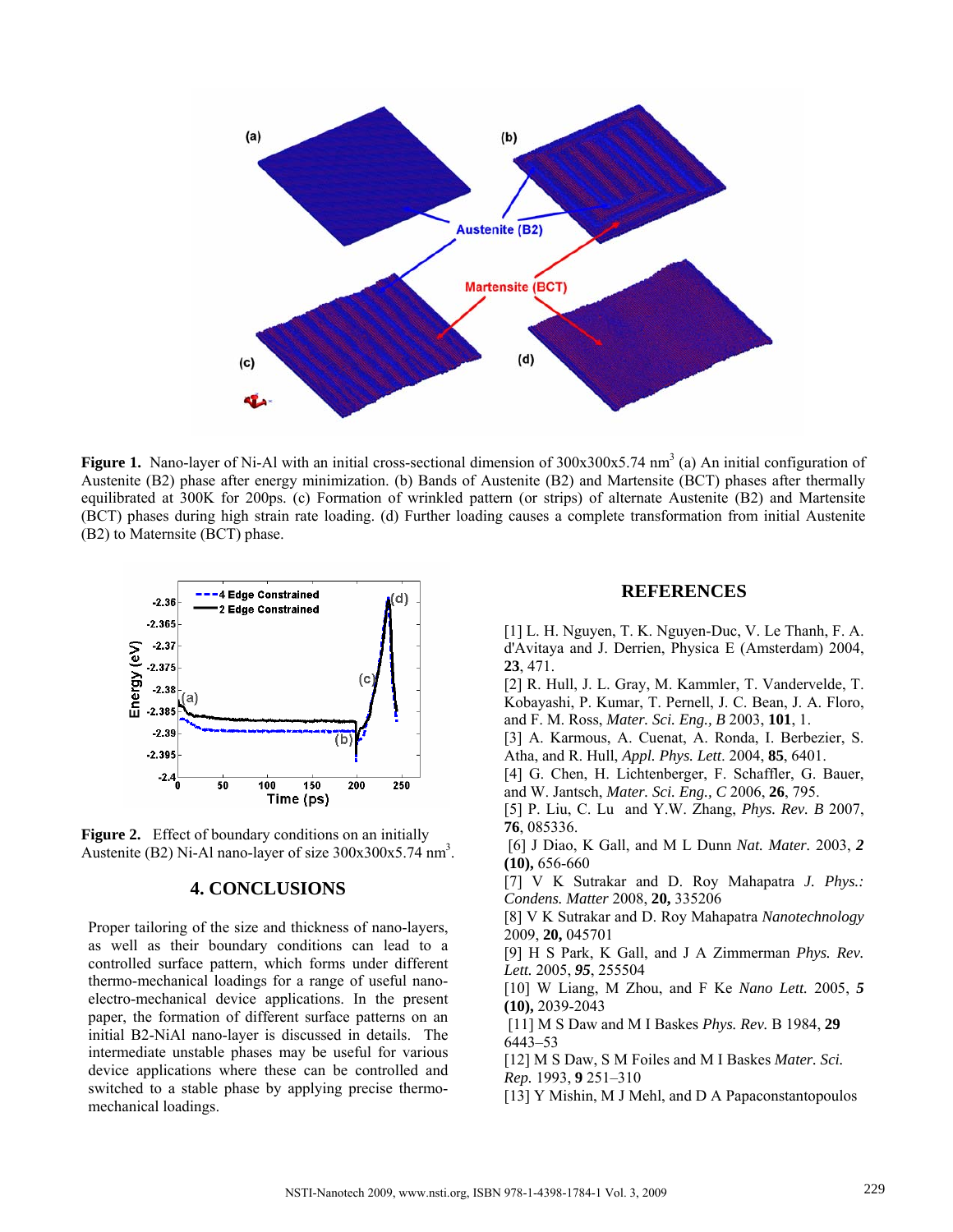**Figure 1.** Nano-layer of Ni-Al with an initial cross-sectional dimension of 300x300x5.74 nm$^3$ (a) An initial configuration of Austenite (B2) phase after energy minimization. (b) Bands of Austenite (B2) and Martensite (BCT) phases after thermally equilibrated at 300K for 200ps. (c) Formation of wrinkled pattern (or strips) of alternate Austenite (B2) and Martensite (BCT) phases during high strain rate loading. (d) Further loading causes a complete transformation from initial Austenite (B2) to Maternsite (BCT) phase.

**Figure 2.** Effect of boundary conditions on an initially Austenite (B2) Ni-Al nano-layer of size 300x300x5.74 nm$^3$.

## 4. CONCLUSIONS

Proper tailoring of the size and thickness of nano-layers, as well as their boundary conditions can lead to a controlled surface pattern, which forms under different thermo-mechanical loadings for a range of useful nano-electro-mechanical device applications. In the present paper, the formation of different surface patterns on an initial B2-NiAl nano-layer is discussed in details. The intermediate unstable phases may be useful for various device applications where these can be controlled and switched to a stable phase by applying precise thermo-mechanical loadings.

## REFERENCES

[1] L. H. Nguyen, T. K. Nguyen-Duc, V. Le Thanh, F. A. d'Avitaya and J. Derrien, Physica E (Amsterdam) 2004, **23**, 471.

[2] R. Hull, J. L. Gray, M. Kammler, T. Vandervelde, T. Kobayashi, P. Kumar, T. Pernell, J. C. Bean, J. A. Floro, and F. M. Ross, *Mater. Sci. Eng., B* 2003, **101**, 1.

[3] A. Karmous, A. Cuenat, A. Ronda, I. Berbezier, S. Atha, and R. Hull, *Appl. Phys. Lett*. 2004, **85**, 6401.

[4] G. Chen, H. Lichtenberger, F. Schaffler, G. Bauer, and W. Jantsch, *Mater. Sci. Eng., C* 2006, **26**, 795.

[5] P. Liu, C. Lu and Y.W. Zhang, *Phys. Rev. B* 2007, **76**, 085336.

[6] J Diao, K Gall, and M L Dunn *Nat. Mater.* 2003, ***2* (10),** 656-660

[7] V K Sutrakar and D. Roy Mahapatra *J. Phys.: Condens. Matter* 2008, **20,** 335206

[8] V K Sutrakar and D. Roy Mahapatra *Nanotechnology* 2009, **20,** 045701

[9] H S Park, K Gall, and J A Zimmerman *Phys. Rev. Lett.* 2005, ***95***, 255504

[10] W Liang, M Zhou, and F Ke *Nano Lett.* 2005, ***5* (10),** 2039-2043

[11] M S Daw and M I Baskes *Phys. Rev.* B 1984, **29** 6443–53

[12] M S Daw, S M Foiles and M I Baskes *Mater. Sci. Rep.* 1993, **9** 251–310

[13] Y Mishin, M J Mehl, and D A Papaconstantopoulos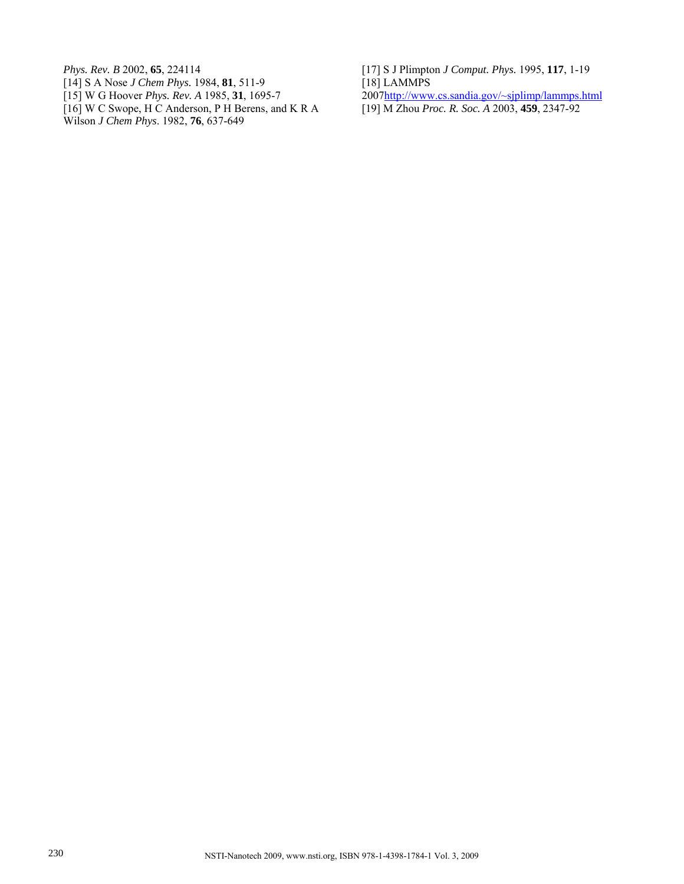*Phys. Rev. B* 2002, **65**, 224114

[14] S A Nose *J Chem Phys.* 1984, **81**, 511-9

[15] W G Hoover *Phys. Rev. A* 1985, **31**, 1695-7

[16] W C Swope, H C Anderson, P H Berens, and K R A Wilson *J Chem Phys*. 1982, **76**, 637-649

[17] S J Plimpton *J Comput. Phys.* 1995, **117**, 1-19

[18] LAMMPS 2007http://www.cs.sandia.gov/~sjplimp/lammps.html

[19] M Zhou *Proc. R. Soc. A* 2003, **459**, 2347-92